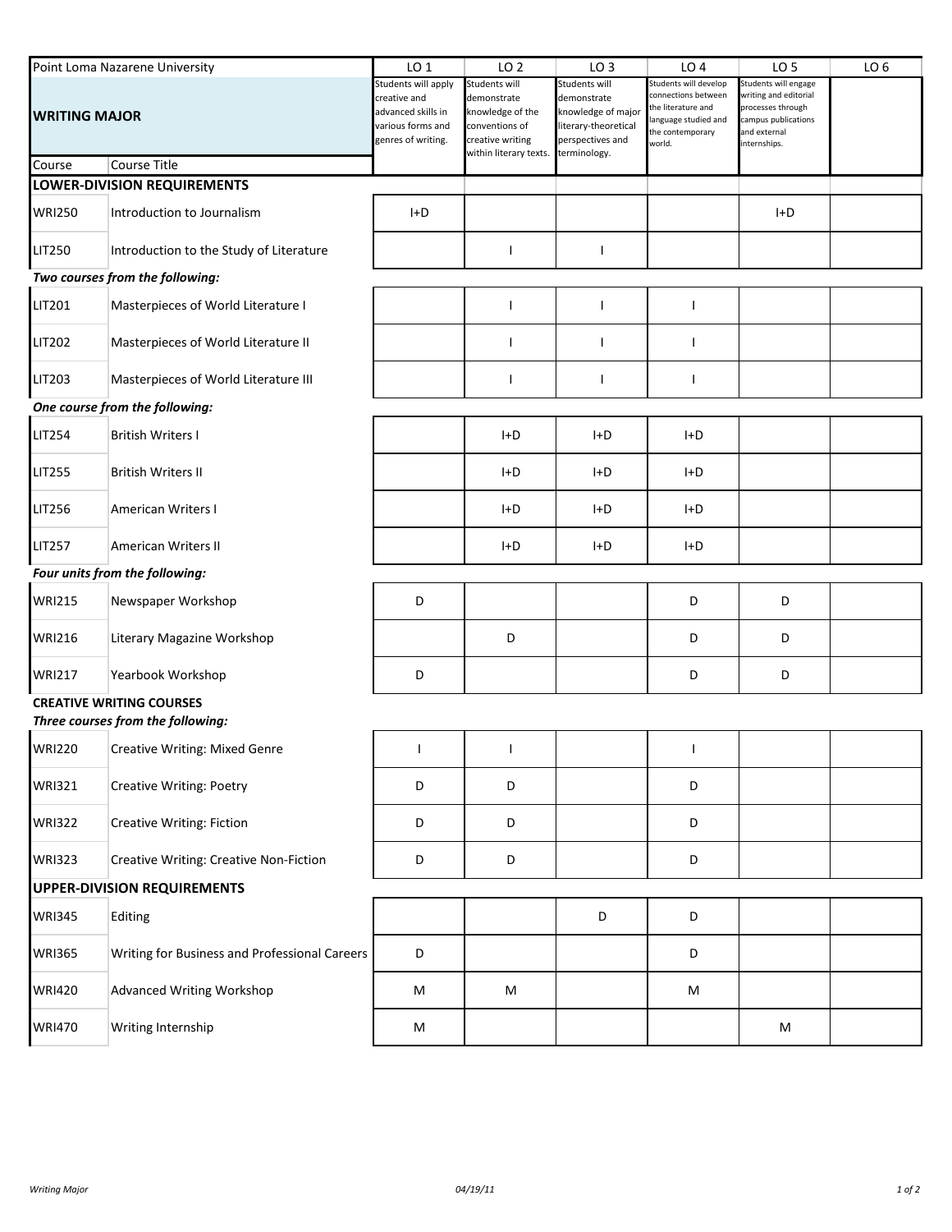| Point Loma Nazarene University | | LO 1 | LO 2 | LO 3 | LO 4 | LO 5 | LO 6 |
|---|---|---|---|---|---|---|---|
| **WRITING MAJOR** | | Students will apply creative and advanced skills in various forms and genres of writing. | Students will demonstrate knowledge of the conventions of creative writing within literary texts. | Students will demonstrate knowledge of major literary-theoretical perspectives and terminology. | Students will develop connections between the literature and language studied and the contemporary world. | Students will engage writing and editorial processes through campus publications and external internships. | |
| Course | Course Title | | | | | | |
| **LOWER-DIVISION REQUIREMENTS** | | | | | | | |
| WRI250 | Introduction to Journalism | I+D | | | | I+D | |
| LIT250 | Introduction to the Study of Literature | | I | I | | | |
| ***Two courses from the following:*** | | | | | | | |
| LIT201 | Masterpieces of World Literature I | | I | I | I | | |
| LIT202 | Masterpieces of World Literature II | | I | I | I | | |
| LIT203 | Masterpieces of World Literature III | | I | I | I | | |
| ***One course from the following:*** | | | | | | | |
| LIT254 | British Writers I | | I+D | I+D | I+D | | |
| LIT255 | British Writers II | | I+D | I+D | I+D | | |
| LIT256 | American Writers I | | I+D | I+D | I+D | | |
| LIT257 | American Writers II | | I+D | I+D | I+D | | |
| ***Four units from the following:*** | | | | | | | |
| WRI215 | Newspaper Workshop | D | | | D | D | |
| WRI216 | Literary Magazine Workshop | | D | | D | D | |
| WRI217 | Yearbook Workshop | D | | | D | D | |
| **CREATIVE WRITING COURSES** | | | | | | | |
| ***Three courses from the following:*** | | | | | | | |
| WRI220 | Creative Writing: Mixed Genre | I | I | | I | | |
| WRI321 | Creative Writing: Poetry | D | D | | D | | |
| WRI322 | Creative Writing: Fiction | D | D | | D | | |
| WRI323 | Creative Writing: Creative Non-Fiction | D | D | | D | | |
| **UPPER-DIVISION REQUIREMENTS** | | | | | | | |
| WRI345 | Editing | | | D | D | | |
| WRI365 | Writing for Business and Professional Careers | D | | | D | | |
| WRI420 | Advanced Writing Workshop | M | M | | M | | |
| WRI470 | Writing Internship | M | | | | M | |

*Writing Major* *04/19/11*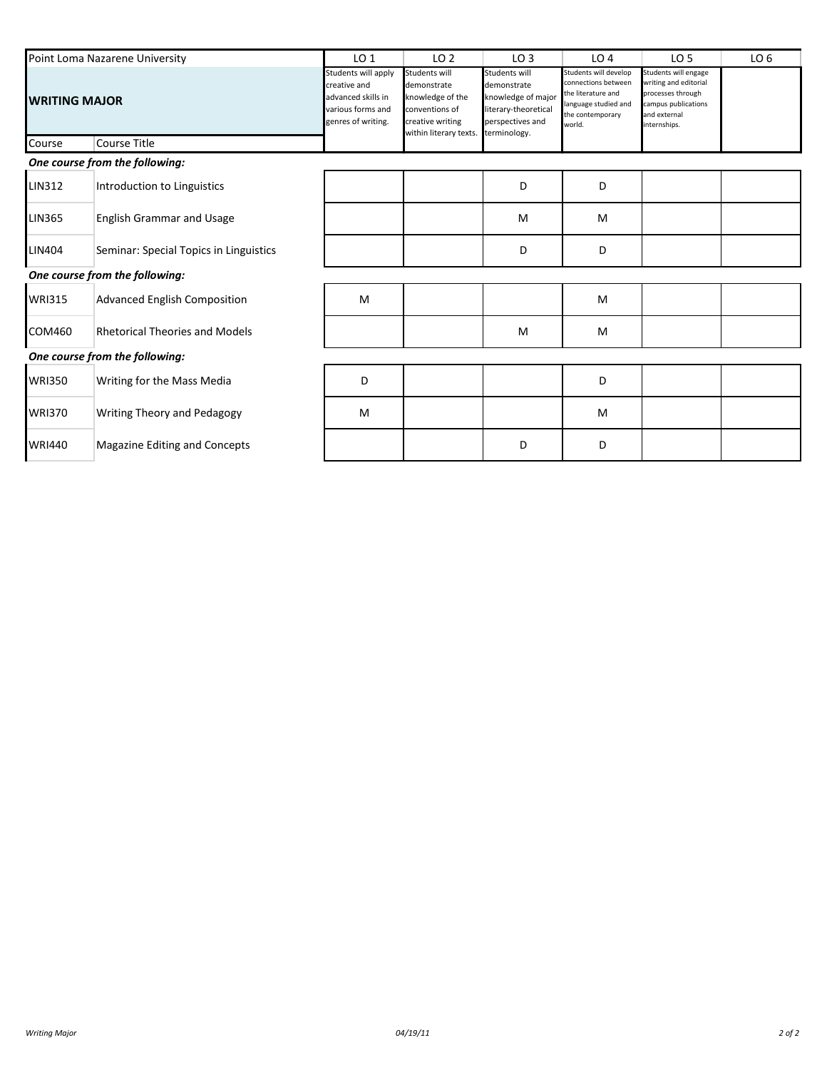| Point Loma Nazarene University | | LO 1 | LO 2 | LO 3 | LO 4 | LO 5 | LO 6 |
|---|---|---|---|---|---|---|---|
| **WRITING MAJOR** | | Students will apply creative and advanced skills in various forms and genres of writing. | Students will demonstrate knowledge of the conventions of creative writing within literary texts. | Students will demonstrate knowledge of major literary-theoretical perspectives and terminology. | Students will develop connections between the literature and language studied and the contemporary world. | Students will engage writing and editorial processes through campus publications and external internships. | |
| Course | Course Title | | | | | | |
| ***One course from the following:*** | | | | | | | |
| LIN312 | Introduction to Linguistics | | | D | D | | |
| LIN365 | English Grammar and Usage | | | M | M | | |
| LIN404 | Seminar: Special Topics in Linguistics | | | D | D | | |
| ***One course from the following:*** | | | | | | | |
| WRI315 | Advanced English Composition | M | | | M | | |
| COM460 | Rhetorical Theories and Models | | | M | M | | |
| ***One course from the following:*** | | | | | | | |
| WRI350 | Writing for the Mass Media | D | | | D | | |
| WRI370 | Writing Theory and Pedagogy | M | | | M | | |
| WRI440 | Magazine Editing and Concepts | | | D | D | | |